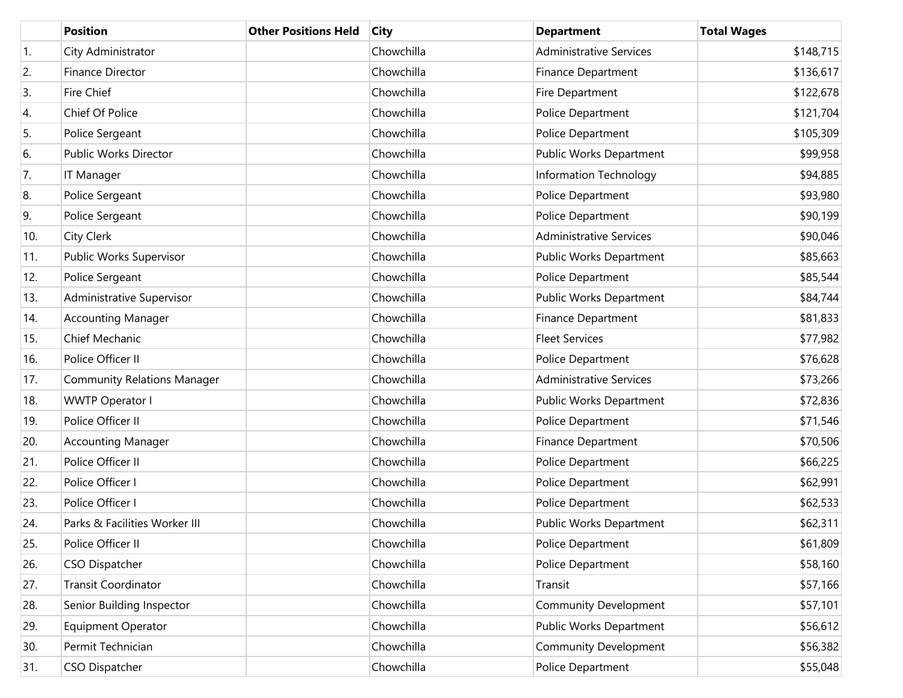| | Position | Other Positions Held | City | Department | Total Wages |
|---|---|---|---|---|---|
| 1. | City Administrator | | Chowchilla | Administrative Services | $148,715 |
| 2. | Finance Director | | Chowchilla | Finance Department | $136,617 |
| 3. | Fire Chief | | Chowchilla | Fire Department | $122,678 |
| 4. | Chief Of Police | | Chowchilla | Police Department | $121,704 |
| 5. | Police Sergeant | | Chowchilla | Police Department | $105,309 |
| 6. | Public Works Director | | Chowchilla | Public Works Department | $99,958 |
| 7. | IT Manager | | Chowchilla | Information Technology | $94,885 |
| 8. | Police Sergeant | | Chowchilla | Police Department | $93,980 |
| 9. | Police Sergeant | | Chowchilla | Police Department | $90,199 |
| 10. | City Clerk | | Chowchilla | Administrative Services | $90,046 |
| 11. | Public Works Supervisor | | Chowchilla | Public Works Department | $85,663 |
| 12. | Police Sergeant | | Chowchilla | Police Department | $85,544 |
| 13. | Administrative Supervisor | | Chowchilla | Public Works Department | $84,744 |
| 14. | Accounting Manager | | Chowchilla | Finance Department | $81,833 |
| 15. | Chief Mechanic | | Chowchilla | Fleet Services | $77,982 |
| 16. | Police Officer II | | Chowchilla | Police Department | $76,628 |
| 17. | Community Relations Manager | | Chowchilla | Administrative Services | $73,266 |
| 18. | WWTP Operator I | | Chowchilla | Public Works Department | $72,836 |
| 19. | Police Officer II | | Chowchilla | Police Department | $71,546 |
| 20. | Accounting Manager | | Chowchilla | Finance Department | $70,506 |
| 21. | Police Officer II | | Chowchilla | Police Department | $66,225 |
| 22. | Police Officer I | | Chowchilla | Police Department | $62,991 |
| 23. | Police Officer I | | Chowchilla | Police Department | $62,533 |
| 24. | Parks & Facilities Worker III | | Chowchilla | Public Works Department | $62,311 |
| 25. | Police Officer II | | Chowchilla | Police Department | $61,809 |
| 26. | CSO Dispatcher | | Chowchilla | Police Department | $58,160 |
| 27. | Transit Coordinator | | Chowchilla | Transit | $57,166 |
| 28. | Senior Building Inspector | | Chowchilla | Community Development | $57,101 |
| 29. | Equipment Operator | | Chowchilla | Public Works Department | $56,612 |
| 30. | Permit Technician | | Chowchilla | Community Development | $56,382 |
| 31. | CSO Dispatcher | | Chowchilla | Police Department | $55,048 |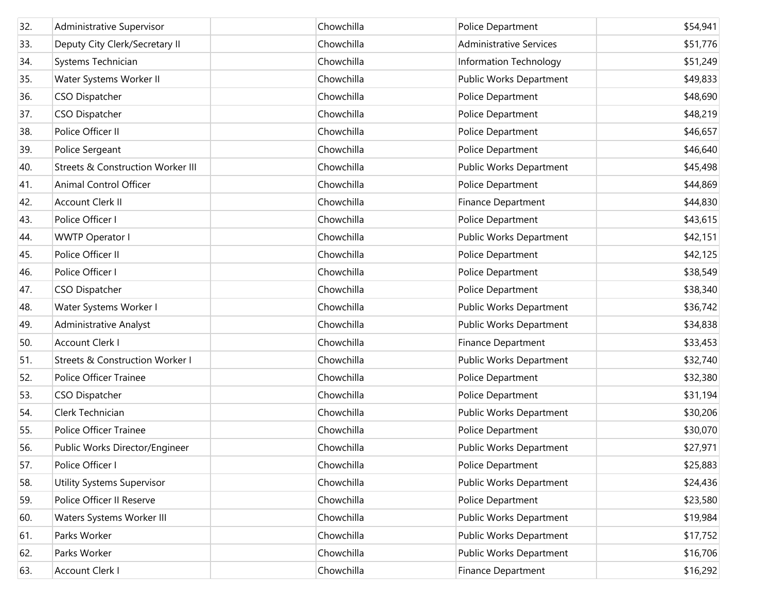| | | | | | |
|---|---|---|---|---|---|
| 32. | Administrative Supervisor | | Chowchilla | Police Department | $54,941 |
| 33. | Deputy City Clerk/Secretary II | | Chowchilla | Administrative Services | $51,776 |
| 34. | Systems Technician | | Chowchilla | Information Technology | $51,249 |
| 35. | Water Systems Worker II | | Chowchilla | Public Works Department | $49,833 |
| 36. | CSO Dispatcher | | Chowchilla | Police Department | $48,690 |
| 37. | CSO Dispatcher | | Chowchilla | Police Department | $48,219 |
| 38. | Police Officer II | | Chowchilla | Police Department | $46,657 |
| 39. | Police Sergeant | | Chowchilla | Police Department | $46,640 |
| 40. | Streets & Construction Worker III | | Chowchilla | Public Works Department | $45,498 |
| 41. | Animal Control Officer | | Chowchilla | Police Department | $44,869 |
| 42. | Account Clerk II | | Chowchilla | Finance Department | $44,830 |
| 43. | Police Officer I | | Chowchilla | Police Department | $43,615 |
| 44. | WWTP Operator I | | Chowchilla | Public Works Department | $42,151 |
| 45. | Police Officer II | | Chowchilla | Police Department | $42,125 |
| 46. | Police Officer I | | Chowchilla | Police Department | $38,549 |
| 47. | CSO Dispatcher | | Chowchilla | Police Department | $38,340 |
| 48. | Water Systems Worker I | | Chowchilla | Public Works Department | $36,742 |
| 49. | Administrative Analyst | | Chowchilla | Public Works Department | $34,838 |
| 50. | Account Clerk I | | Chowchilla | Finance Department | $33,453 |
| 51. | Streets & Construction Worker I | | Chowchilla | Public Works Department | $32,740 |
| 52. | Police Officer Trainee | | Chowchilla | Police Department | $32,380 |
| 53. | CSO Dispatcher | | Chowchilla | Police Department | $31,194 |
| 54. | Clerk Technician | | Chowchilla | Public Works Department | $30,206 |
| 55. | Police Officer Trainee | | Chowchilla | Police Department | $30,070 |
| 56. | Public Works Director/Engineer | | Chowchilla | Public Works Department | $27,971 |
| 57. | Police Officer I | | Chowchilla | Police Department | $25,883 |
| 58. | Utility Systems Supervisor | | Chowchilla | Public Works Department | $24,436 |
| 59. | Police Officer II Reserve | | Chowchilla | Police Department | $23,580 |
| 60. | Waters Systems Worker III | | Chowchilla | Public Works Department | $19,984 |
| 61. | Parks Worker | | Chowchilla | Public Works Department | $17,752 |
| 62. | Parks Worker | | Chowchilla | Public Works Department | $16,706 |
| 63. | Account Clerk I | | Chowchilla | Finance Department | $16,292 |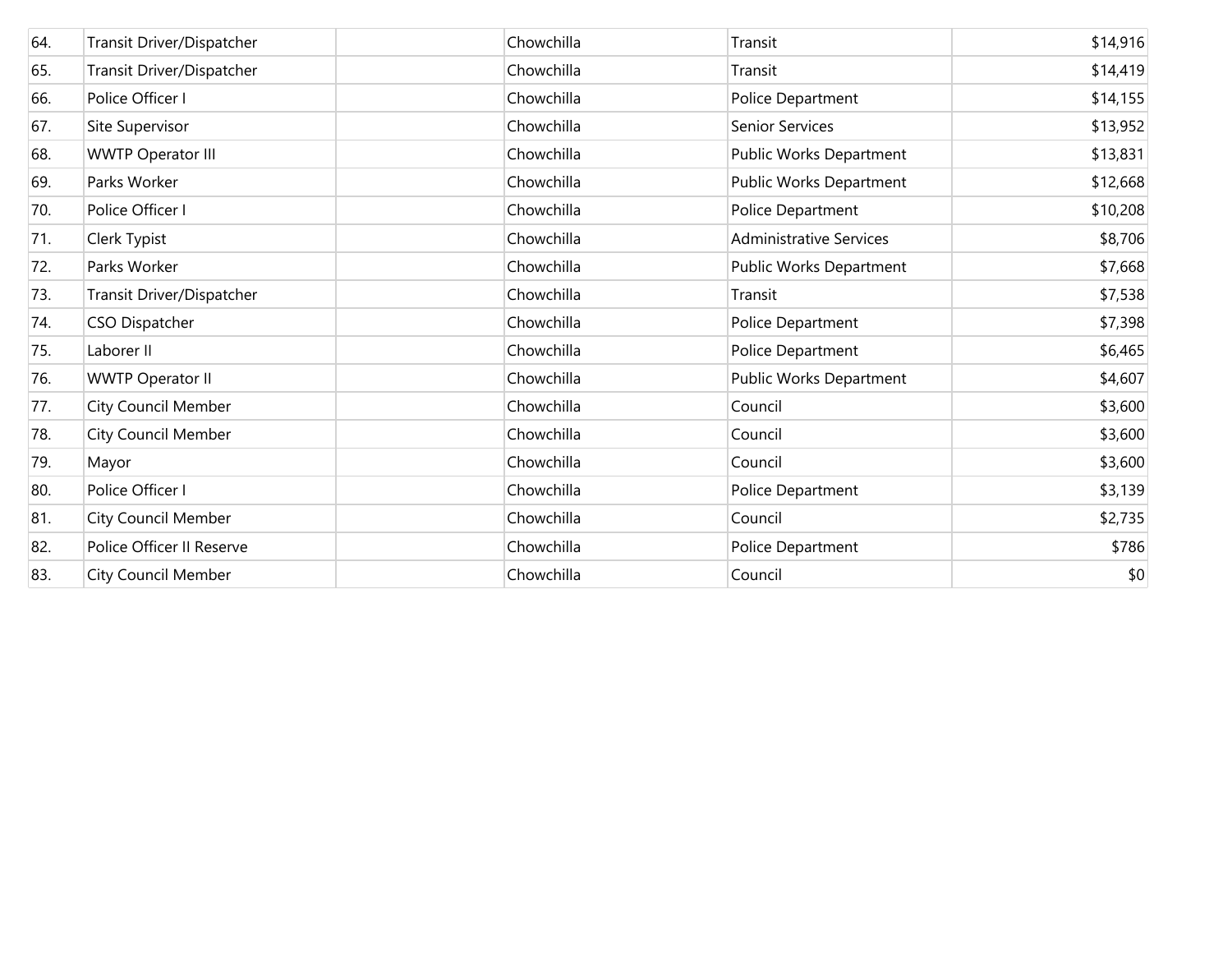| | | | | | |
|---|---|---|---|---|---|
| 64. | Transit Driver/Dispatcher | | Chowchilla | Transit | $14,916 |
| 65. | Transit Driver/Dispatcher | | Chowchilla | Transit | $14,419 |
| 66. | Police Officer I | | Chowchilla | Police Department | $14,155 |
| 67. | Site Supervisor | | Chowchilla | Senior Services | $13,952 |
| 68. | WWTP Operator III | | Chowchilla | Public Works Department | $13,831 |
| 69. | Parks Worker | | Chowchilla | Public Works Department | $12,668 |
| 70. | Police Officer I | | Chowchilla | Police Department | $10,208 |
| 71. | Clerk Typist | | Chowchilla | Administrative Services | $8,706 |
| 72. | Parks Worker | | Chowchilla | Public Works Department | $7,668 |
| 73. | Transit Driver/Dispatcher | | Chowchilla | Transit | $7,538 |
| 74. | CSO Dispatcher | | Chowchilla | Police Department | $7,398 |
| 75. | Laborer II | | Chowchilla | Police Department | $6,465 |
| 76. | WWTP Operator II | | Chowchilla | Public Works Department | $4,607 |
| 77. | City Council Member | | Chowchilla | Council | $3,600 |
| 78. | City Council Member | | Chowchilla | Council | $3,600 |
| 79. | Mayor | | Chowchilla | Council | $3,600 |
| 80. | Police Officer I | | Chowchilla | Police Department | $3,139 |
| 81. | City Council Member | | Chowchilla | Council | $2,735 |
| 82. | Police Officer II Reserve | | Chowchilla | Police Department | $786 |
| 83. | City Council Member | | Chowchilla | Council | $0 |